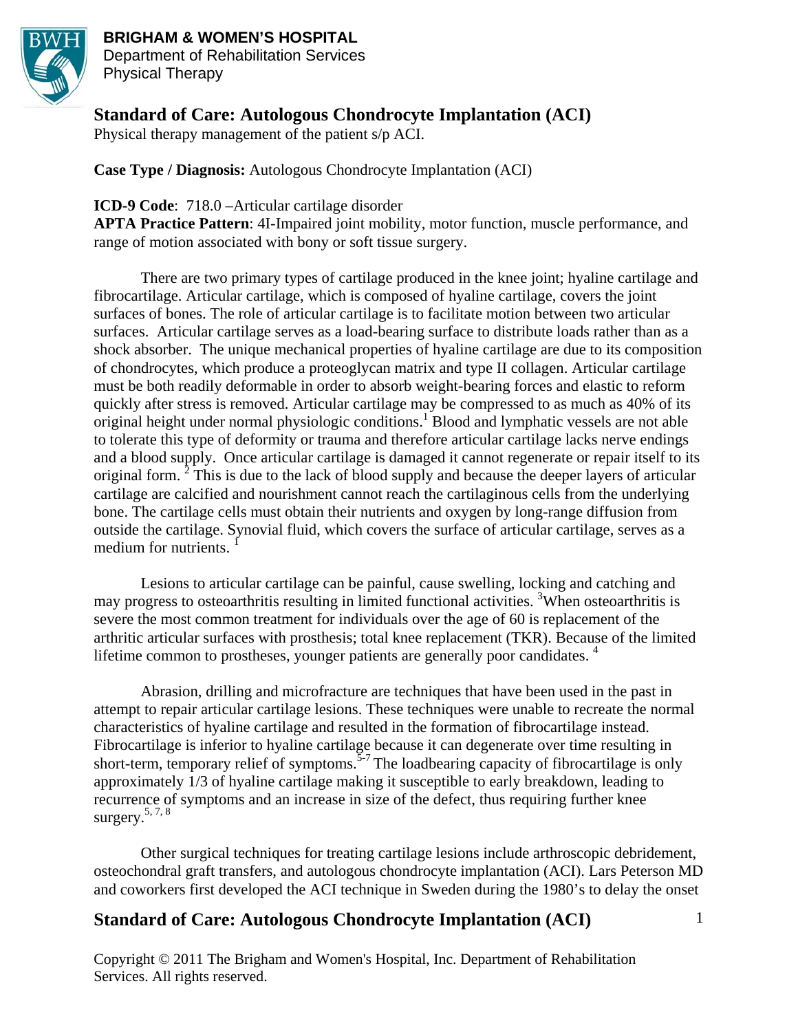**BRIGHAM & WOMEN'S HOSPITAL**
Department of Rehabilitation Services
Physical Therapy

# Standard of Care: Autologous Chondrocyte Implantation (ACI)

Physical therapy management of the patient s/p ACI.

**Case Type / Diagnosis:** Autologous Chondrocyte Implantation (ACI)

**ICD-9 Code**: 718.0 –Articular cartilage disorder
**APTA Practice Pattern**: 4I-Impaired joint mobility, motor function, muscle performance, and range of motion associated with bony or soft tissue surgery.

There are two primary types of cartilage produced in the knee joint; hyaline cartilage and fibrocartilage. Articular cartilage, which is composed of hyaline cartilage, covers the joint surfaces of bones. The role of articular cartilage is to facilitate motion between two articular surfaces. Articular cartilage serves as a load-bearing surface to distribute loads rather than as a shock absorber. The unique mechanical properties of hyaline cartilage are due to its composition of chondrocytes, which produce a proteoglycan matrix and type II collagen. Articular cartilage must be both readily deformable in order to absorb weight-bearing forces and elastic to reform quickly after stress is removed. Articular cartilage may be compressed to as much as 40% of its original height under normal physiologic conditions.[1] Blood and lymphatic vessels are not able to tolerate this type of deformity or trauma and therefore articular cartilage lacks nerve endings and a blood supply. Once articular cartilage is damaged it cannot regenerate or repair itself to its original form. [2] This is due to the lack of blood supply and because the deeper layers of articular cartilage are calcified and nourishment cannot reach the cartilaginous cells from the underlying bone. The cartilage cells must obtain their nutrients and oxygen by long-range diffusion from outside the cartilage. Synovial fluid, which covers the surface of articular cartilage, serves as a medium for nutrients. [1]

Lesions to articular cartilage can be painful, cause swelling, locking and catching and may progress to osteoarthritis resulting in limited functional activities. [3]When osteoarthritis is severe the most common treatment for individuals over the age of 60 is replacement of the arthritic articular surfaces with prosthesis; total knee replacement (TKR). Because of the limited lifetime common to prostheses, younger patients are generally poor candidates. [4]

Abrasion, drilling and microfracture are techniques that have been used in the past in attempt to repair articular cartilage lesions. These techniques were unable to recreate the normal characteristics of hyaline cartilage and resulted in the formation of fibrocartilage instead. Fibrocartilage is inferior to hyaline cartilage because it can degenerate over time resulting in short-term, temporary relief of symptoms.[5-7] The loadbearing capacity of fibrocartilage is only approximately 1/3 of hyaline cartilage making it susceptible to early breakdown, leading to recurrence of symptoms and an increase in size of the defect, thus requiring further knee surgery.[5, 7, 8]

Other surgical techniques for treating cartilage lesions include arthroscopic debridement, osteochondral graft transfers, and autologous chondrocyte implantation (ACI). Lars Peterson MD and coworkers first developed the ACI technique in Sweden during the 1980's to delay the onset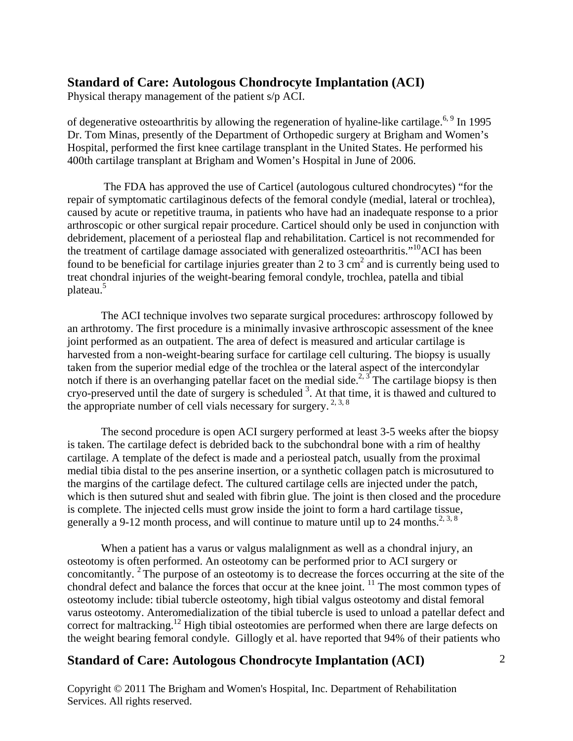of degenerative osteoarthritis by allowing the regeneration of hyaline-like cartilage.[6, 9] In 1995 Dr. Tom Minas, presently of the Department of Orthopedic surgery at Brigham and Women's Hospital, performed the first knee cartilage transplant in the United States. He performed his 400th cartilage transplant at Brigham and Women's Hospital in June of 2006.

The FDA has approved the use of Carticel (autologous cultured chondrocytes) "for the repair of symptomatic cartilaginous defects of the femoral condyle (medial, lateral or trochlea), caused by acute or repetitive trauma, in patients who have had an inadequate response to a prior arthroscopic or other surgical repair procedure. Carticel should only be used in conjunction with debridement, placement of a periosteal flap and rehabilitation. Carticel is not recommended for the treatment of cartilage damage associated with generalized osteoarthritis."[10] ACI has been found to be beneficial for cartilage injuries greater than 2 to 3 $cm^2$ and is currently being used to treat chondral injuries of the weight-bearing femoral condyle, trochlea, patella and tibial plateau.[5]

The ACI technique involves two separate surgical procedures: arthroscopy followed by an arthrotomy. The first procedure is a minimally invasive arthroscopic assessment of the knee joint performed as an outpatient. The area of defect is measured and articular cartilage is harvested from a non-weight-bearing surface for cartilage cell culturing. The biopsy is usually taken from the superior medial edge of the trochlea or the lateral aspect of the intercondylar notch if there is an overhanging patellar facet on the medial side.[2, 3] The cartilage biopsy is then cryo-preserved until the date of surgery is scheduled [3]. At that time, it is thawed and cultured to the appropriate number of cell vials necessary for surgery. [2, 3, 8]

The second procedure is open ACI surgery performed at least 3-5 weeks after the biopsy is taken. The cartilage defect is debrided back to the subchondral bone with a rim of healthy cartilage. A template of the defect is made and a periosteal patch, usually from the proximal medial tibia distal to the pes anserine insertion, or a synthetic collagen patch is microsutured to the margins of the cartilage defect. The cultured cartilage cells are injected under the patch, which is then sutured shut and sealed with fibrin glue. The joint is then closed and the procedure is complete. The injected cells must grow inside the joint to form a hard cartilage tissue, generally a 9-12 month process, and will continue to mature until up to 24 months.[2, 3, 8]

When a patient has a varus or valgus malalignment as well as a chondral injury, an osteotomy is often performed. An osteotomy can be performed prior to ACI surgery or concomitantly. [2] The purpose of an osteotomy is to decrease the forces occurring at the site of the chondral defect and balance the forces that occur at the knee joint. [11] The most common types of osteotomy include: tibial tubercle osteotomy, high tibial valgus osteotomy and distal femoral varus osteotomy. Anteromedialization of the tibial tubercle is used to unload a patellar defect and correct for maltracking.[12] High tibial osteotomies are performed when there are large defects on the weight bearing femoral condyle. Gillogly et al. have reported that 94% of their patients who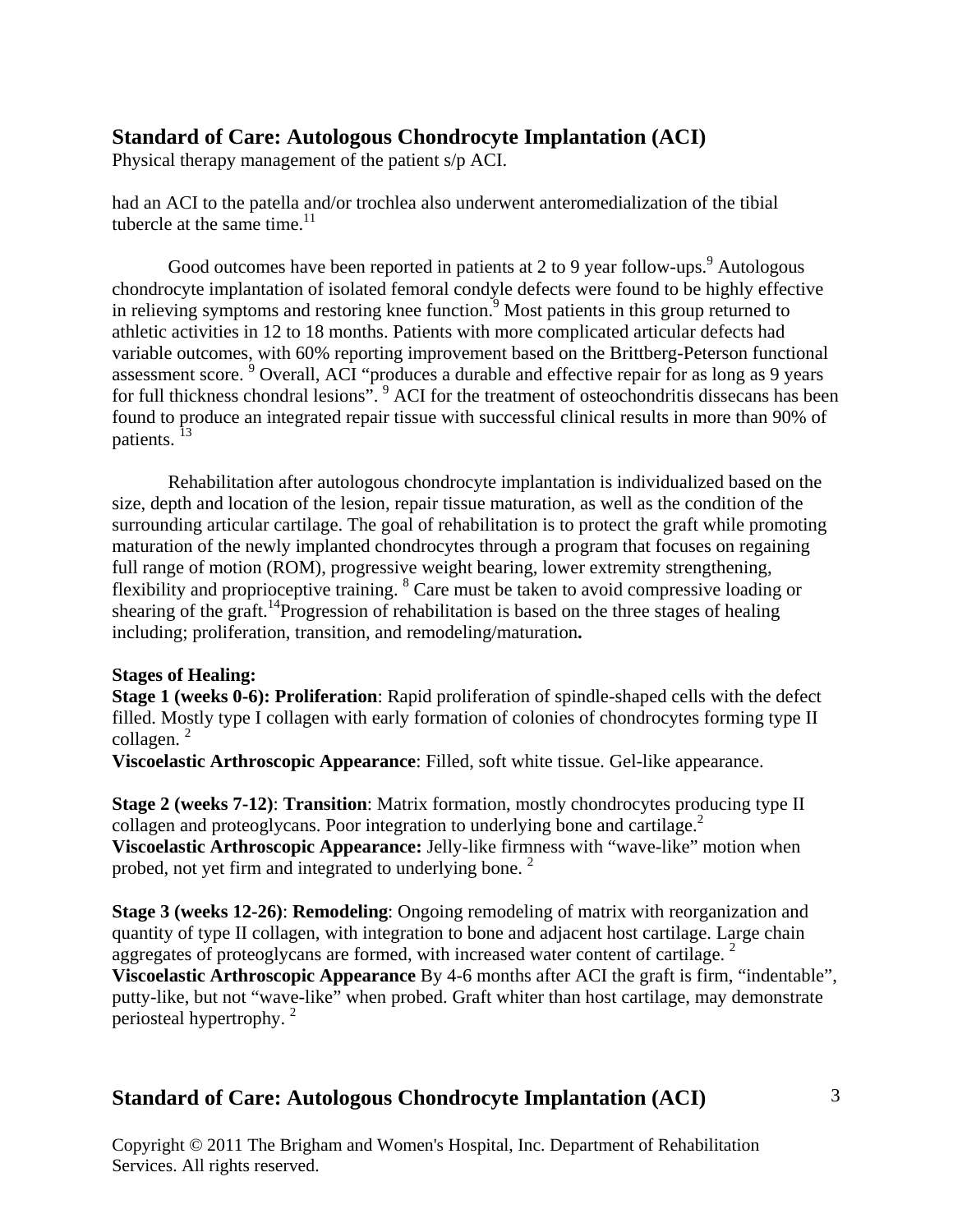had an ACI to the patella and/or trochlea also underwent anteromedialization of the tibial tubercle at the same time.[11]

Good outcomes have been reported in patients at 2 to 9 year follow-ups.[9] Autologous chondrocyte implantation of isolated femoral condyle defects were found to be highly effective in relieving symptoms and restoring knee function.[9] Most patients in this group returned to athletic activities in 12 to 18 months. Patients with more complicated articular defects had variable outcomes, with 60% reporting improvement based on the Brittberg-Peterson functional assessment score. [9] Overall, ACI "produces a durable and effective repair for as long as 9 years for full thickness chondral lesions". [9] ACI for the treatment of osteochondritis dissecans has been found to produce an integrated repair tissue with successful clinical results in more than 90% of patients. [13]

Rehabilitation after autologous chondrocyte implantation is individualized based on the size, depth and location of the lesion, repair tissue maturation, as well as the condition of the surrounding articular cartilage. The goal of rehabilitation is to protect the graft while promoting maturation of the newly implanted chondrocytes through a program that focuses on regaining full range of motion (ROM), progressive weight bearing, lower extremity strengthening, flexibility and proprioceptive training. [8] Care must be taken to avoid compressive loading or shearing of the graft.[14]Progression of rehabilitation is based on the three stages of healing including; proliferation, transition, and remodeling/maturation**.**

**Stages of Healing:**

**Stage 1 (weeks 0-6): Proliferation**: Rapid proliferation of spindle-shaped cells with the defect filled. Mostly type I collagen with early formation of colonies of chondrocytes forming type II collagen. [2]
**Viscoelastic Arthroscopic Appearance**: Filled, soft white tissue. Gel-like appearance.

**Stage 2 (weeks 7-12)**: **Transition**: Matrix formation, mostly chondrocytes producing type II collagen and proteoglycans. Poor integration to underlying bone and cartilage.[2]
**Viscoelastic Arthroscopic Appearance:** Jelly-like firmness with "wave-like" motion when probed, not yet firm and integrated to underlying bone. [2]

**Stage 3 (weeks 12-26)**: **Remodeling**: Ongoing remodeling of matrix with reorganization and quantity of type II collagen, with integration to bone and adjacent host cartilage. Large chain aggregates of proteoglycans are formed, with increased water content of cartilage. [2]
**Viscoelastic Arthroscopic Appearance** By 4-6 months after ACI the graft is firm, "indentable", putty-like, but not "wave-like" when probed. Graft whiter than host cartilage, may demonstrate periosteal hypertrophy. [2]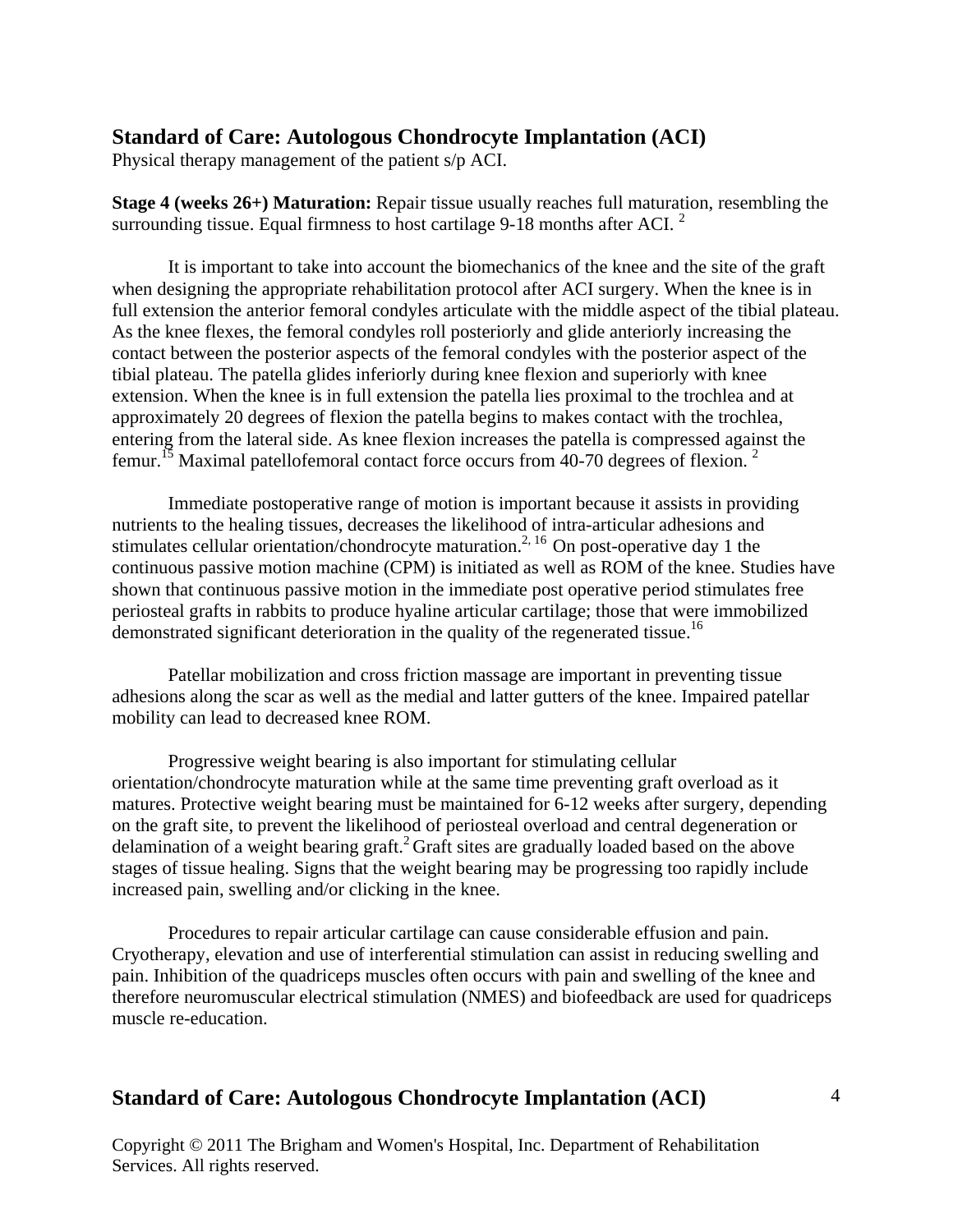## Standard of Care: Autologous Chondrocyte Implantation (ACI)

Physical therapy management of the patient s/p ACI.

**Stage 4 (weeks 26+) Maturation:** Repair tissue usually reaches full maturation, resembling the surrounding tissue. Equal firmness to host cartilage 9-18 months after ACI. [2]

It is important to take into account the biomechanics of the knee and the site of the graft when designing the appropriate rehabilitation protocol after ACI surgery. When the knee is in full extension the anterior femoral condyles articulate with the middle aspect of the tibial plateau. As the knee flexes, the femoral condyles roll posteriorly and glide anteriorly increasing the contact between the posterior aspects of the femoral condyles with the posterior aspect of the tibial plateau. The patella glides inferiorly during knee flexion and superiorly with knee extension. When the knee is in full extension the patella lies proximal to the trochlea and at approximately 20 degrees of flexion the patella begins to makes contact with the trochlea, entering from the lateral side. As knee flexion increases the patella is compressed against the femur.[15] Maximal patellofemoral contact force occurs from 40-70 degrees of flexion. [2]

Immediate postoperative range of motion is important because it assists in providing nutrients to the healing tissues, decreases the likelihood of intra-articular adhesions and stimulates cellular orientation/chondrocyte maturation.[2, 16] On post-operative day 1 the continuous passive motion machine (CPM) is initiated as well as ROM of the knee. Studies have shown that continuous passive motion in the immediate post operative period stimulates free periosteal grafts in rabbits to produce hyaline articular cartilage; those that were immobilized demonstrated significant deterioration in the quality of the regenerated tissue.[16]

Patellar mobilization and cross friction massage are important in preventing tissue adhesions along the scar as well as the medial and latter gutters of the knee. Impaired patellar mobility can lead to decreased knee ROM.

Progressive weight bearing is also important for stimulating cellular orientation/chondrocyte maturation while at the same time preventing graft overload as it matures. Protective weight bearing must be maintained for 6-12 weeks after surgery, depending on the graft site, to prevent the likelihood of periosteal overload and central degeneration or delamination of a weight bearing graft.[2] Graft sites are gradually loaded based on the above stages of tissue healing. Signs that the weight bearing may be progressing too rapidly include increased pain, swelling and/or clicking in the knee.

Procedures to repair articular cartilage can cause considerable effusion and pain. Cryotherapy, elevation and use of interferential stimulation can assist in reducing swelling and pain. Inhibition of the quadriceps muscles often occurs with pain and swelling of the knee and therefore neuromuscular electrical stimulation (NMES) and biofeedback are used for quadriceps muscle re-education.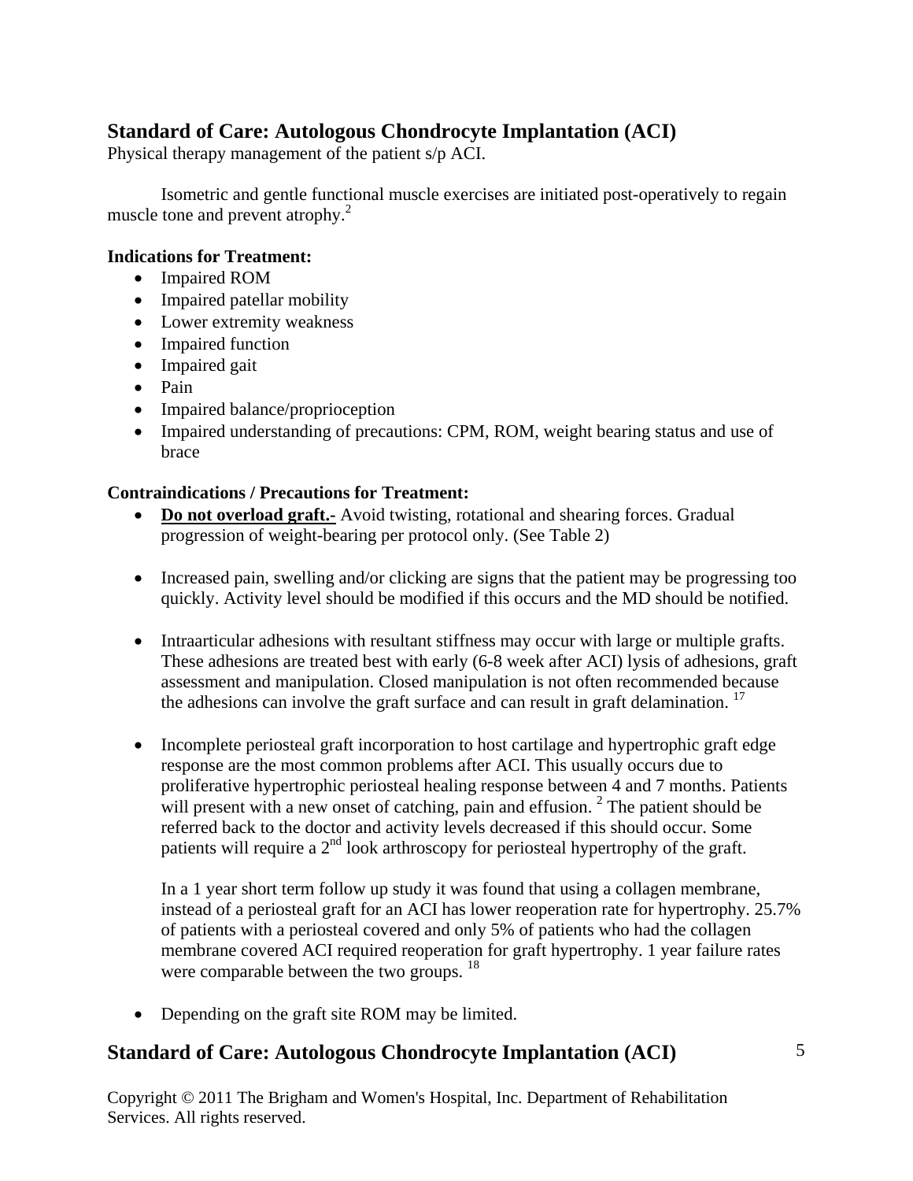## Standard of Care: Autologous Chondrocyte Implantation (ACI)

Physical therapy management of the patient s/p ACI.

Isometric and gentle functional muscle exercises are initiated post-operatively to regain muscle tone and prevent atrophy.[2]

**Indications for Treatment:**

- Impaired ROM
- Impaired patellar mobility
- Lower extremity weakness
- Impaired function
- Impaired gait
- Pain
- Impaired balance/proprioception
- Impaired understanding of precautions: CPM, ROM, weight bearing status and use of brace

**Contraindications / Precautions for Treatment:**

- **Do not overload graft.-** Avoid twisting, rotational and shearing forces. Gradual progression of weight-bearing per protocol only. (See Table 2)

- Increased pain, swelling and/or clicking are signs that the patient may be progressing too quickly. Activity level should be modified if this occurs and the MD should be notified.

- Intraarticular adhesions with resultant stiffness may occur with large or multiple grafts. These adhesions are treated best with early (6-8 week after ACI) lysis of adhesions, graft assessment and manipulation. Closed manipulation is not often recommended because the adhesions can involve the graft surface and can result in graft delamination.[17]

- Incomplete periosteal graft incorporation to host cartilage and hypertrophic graft edge response are the most common problems after ACI. This usually occurs due to proliferative hypertrophic periosteal healing response between 4 and 7 months. Patients will present with a new onset of catching, pain and effusion.[2] The patient should be referred back to the doctor and activity levels decreased if this should occur. Some patients will require a 2nd look arthroscopy for periosteal hypertrophy of the graft.

  In a 1 year short term follow up study it was found that using a collagen membrane, instead of a periosteal graft for an ACI has lower reoperation rate for hypertrophy. 25.7% of patients with a periosteal covered and only 5% of patients who had the collagen membrane covered ACI required reoperation for graft hypertrophy. 1 year failure rates were comparable between the two groups.[18]

- Depending on the graft site ROM may be limited.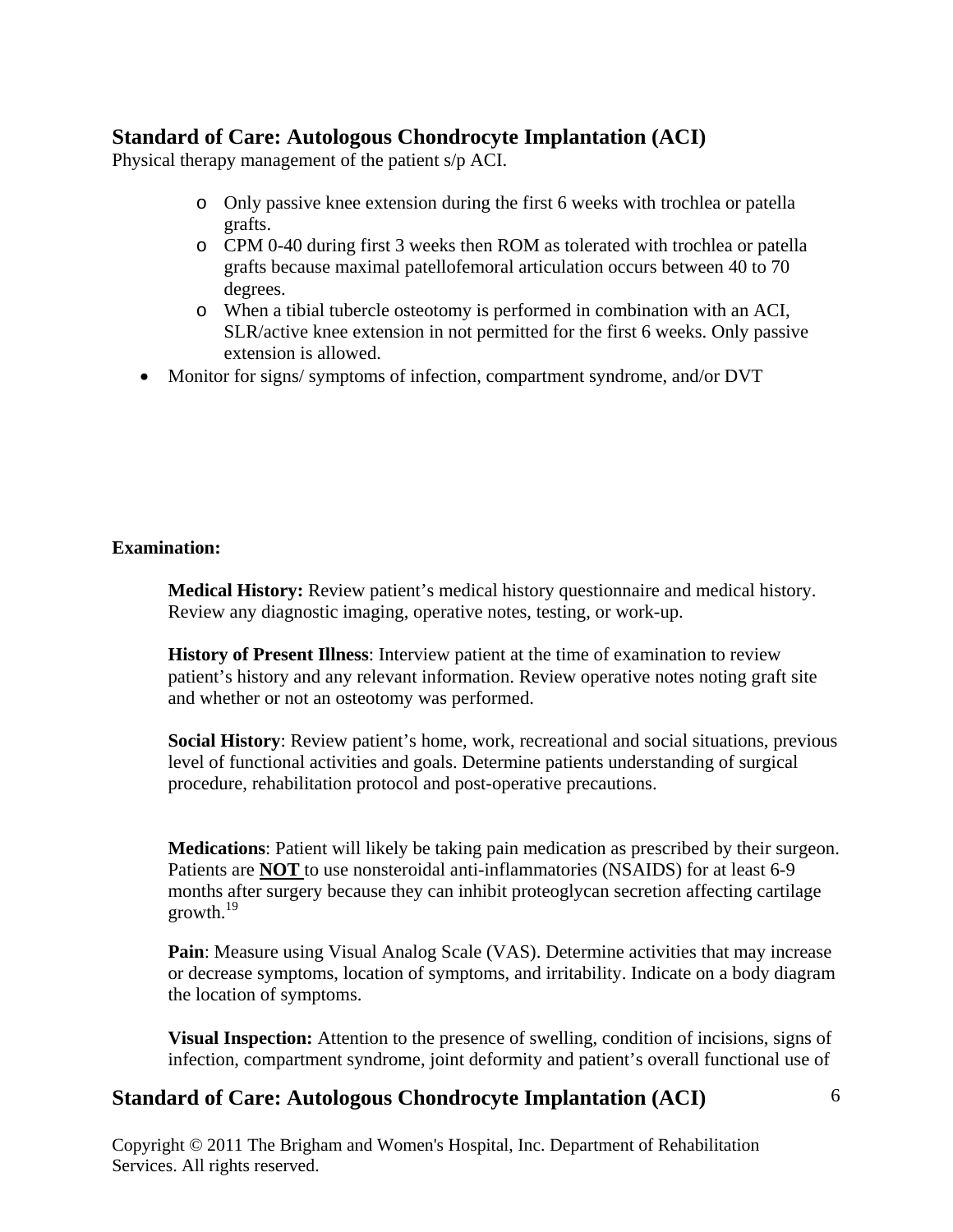## Standard of Care: Autologous Chondrocyte Implantation (ACI)

Physical therapy management of the patient s/p ACI.

- Only passive knee extension during the first 6 weeks with trochlea or patella grafts.
- CPM 0-40 during first 3 weeks then ROM as tolerated with trochlea or patella grafts because maximal patellofemoral articulation occurs between 40 to 70 degrees.
- When a tibial tubercle osteotomy is performed in combination with an ACI, SLR/active knee extension in not permitted for the first 6 weeks. Only passive extension is allowed.

- Monitor for signs/ symptoms of infection, compartment syndrome, and/or DVT

**Examination:**

**Medical History:** Review patient's medical history questionnaire and medical history. Review any diagnostic imaging, operative notes, testing, or work-up.

**History of Present Illness**: Interview patient at the time of examination to review patient's history and any relevant information. Review operative notes noting graft site and whether or not an osteotomy was performed.

**Social History**: Review patient's home, work, recreational and social situations, previous level of functional activities and goals. Determine patients understanding of surgical procedure, rehabilitation protocol and post-operative precautions.

**Medications**: Patient will likely be taking pain medication as prescribed by their surgeon. Patients are **NOT** to use nonsteroidal anti-inflammatories (NSAIDS) for at least 6-9 months after surgery because they can inhibit proteoglycan secretion affecting cartilage growth.[19]

**Pain**: Measure using Visual Analog Scale (VAS). Determine activities that may increase or decrease symptoms, location of symptoms, and irritability. Indicate on a body diagram the location of symptoms.

**Visual Inspection:** Attention to the presence of swelling, condition of incisions, signs of infection, compartment syndrome, joint deformity and patient's overall functional use of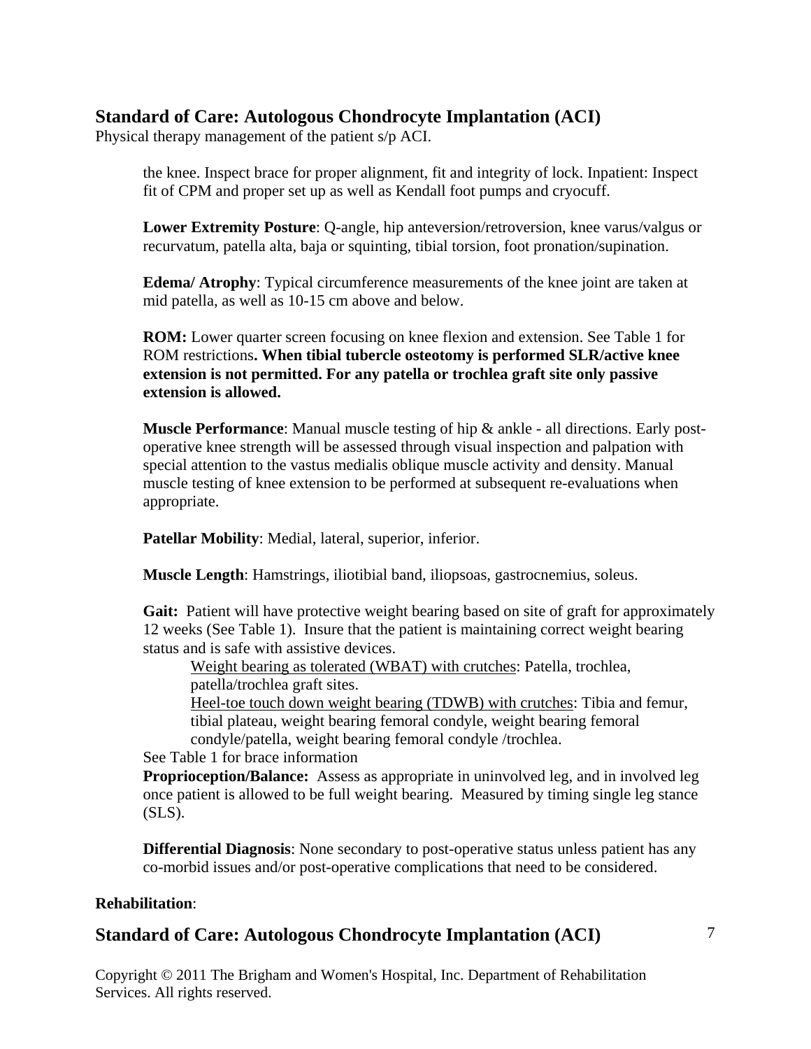the knee. Inspect brace for proper alignment, fit and integrity of lock. Inpatient: Inspect fit of CPM and proper set up as well as Kendall foot pumps and cryocuff.

**Lower Extremity Posture**: Q-angle, hip anteversion/retroversion, knee varus/valgus or recurvatum, patella alta, baja or squinting, tibial torsion, foot pronation/supination.

**Edema/ Atrophy**: Typical circumference measurements of the knee joint are taken at mid patella, as well as 10-15 cm above and below.

**ROM:** Lower quarter screen focusing on knee flexion and extension. See Table 1 for ROM restrictions**. When tibial tubercle osteotomy is performed SLR/active knee extension is not permitted. For any patella or trochlea graft site only passive extension is allowed.**

**Muscle Performance**: Manual muscle testing of hip & ankle - all directions. Early post-operative knee strength will be assessed through visual inspection and palpation with special attention to the vastus medialis oblique muscle activity and density. Manual muscle testing of knee extension to be performed at subsequent re-evaluations when appropriate.

**Patellar Mobility**: Medial, lateral, superior, inferior.

**Muscle Length**: Hamstrings, iliotibial band, iliopsoas, gastrocnemius, soleus.

**Gait:** Patient will have protective weight bearing based on site of graft for approximately 12 weeks (See Table 1). Insure that the patient is maintaining correct weight bearing status and is safe with assistive devices.

Weight bearing as tolerated (WBAT) with crutches: Patella, trochlea, patella/trochlea graft sites.

Heel-toe touch down weight bearing (TDWB) with crutches: Tibia and femur, tibial plateau, weight bearing femoral condyle, weight bearing femoral condyle/patella, weight bearing femoral condyle /trochlea.

See Table 1 for brace information

**Proprioception/Balance:** Assess as appropriate in uninvolved leg, and in involved leg once patient is allowed to be full weight bearing. Measured by timing single leg stance (SLS).

**Differential Diagnosis**: None secondary to post-operative status unless patient has any co-morbid issues and/or post-operative complications that need to be considered.

**Rehabilitation**: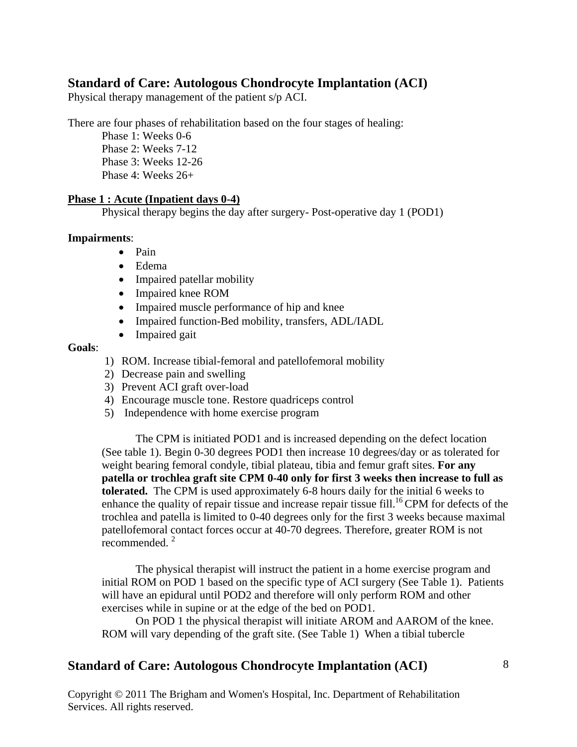## Standard of Care: Autologous Chondrocyte Implantation (ACI)

Physical therapy management of the patient s/p ACI.

There are four phases of rehabilitation based on the four stages of healing:

Phase 1: Weeks 0-6
Phase 2: Weeks 7-12
Phase 3: Weeks 12-26
Phase 4: Weeks 26+

### Phase 1 : Acute (Inpatient days 0-4)

Physical therapy begins the day after surgery- Post-operative day 1 (POD1)

**Impairments**:

- Pain
- Edema
- Impaired patellar mobility
- Impaired knee ROM
- Impaired muscle performance of hip and knee
- Impaired function-Bed mobility, transfers, ADL/IADL
- Impaired gait

**Goals**:

1) ROM. Increase tibial-femoral and patellofemoral mobility
2) Decrease pain and swelling
3) Prevent ACI graft over-load
4) Encourage muscle tone. Restore quadriceps control
5) Independence with home exercise program

The CPM is initiated POD1 and is increased depending on the defect location (See table 1). Begin 0-30 degrees POD1 then increase 10 degrees/day or as tolerated for weight bearing femoral condyle, tibial plateau, tibia and femur graft sites. **For any patella or trochlea graft site CPM 0-40 only for first 3 weeks then increase to full as tolerated.** The CPM is used approximately 6-8 hours daily for the initial 6 weeks to enhance the quality of repair tissue and increase repair tissue fill.[16] CPM for defects of the trochlea and patella is limited to 0-40 degrees only for the first 3 weeks because maximal patellofemoral contact forces occur at 40-70 degrees. Therefore, greater ROM is not recommended. [2]

The physical therapist will instruct the patient in a home exercise program and initial ROM on POD 1 based on the specific type of ACI surgery (See Table 1). Patients will have an epidural until POD2 and therefore will only perform ROM and other exercises while in supine or at the edge of the bed on POD1.

On POD 1 the physical therapist will initiate AROM and AAROM of the knee. ROM will vary depending of the graft site. (See Table 1) When a tibial tubercle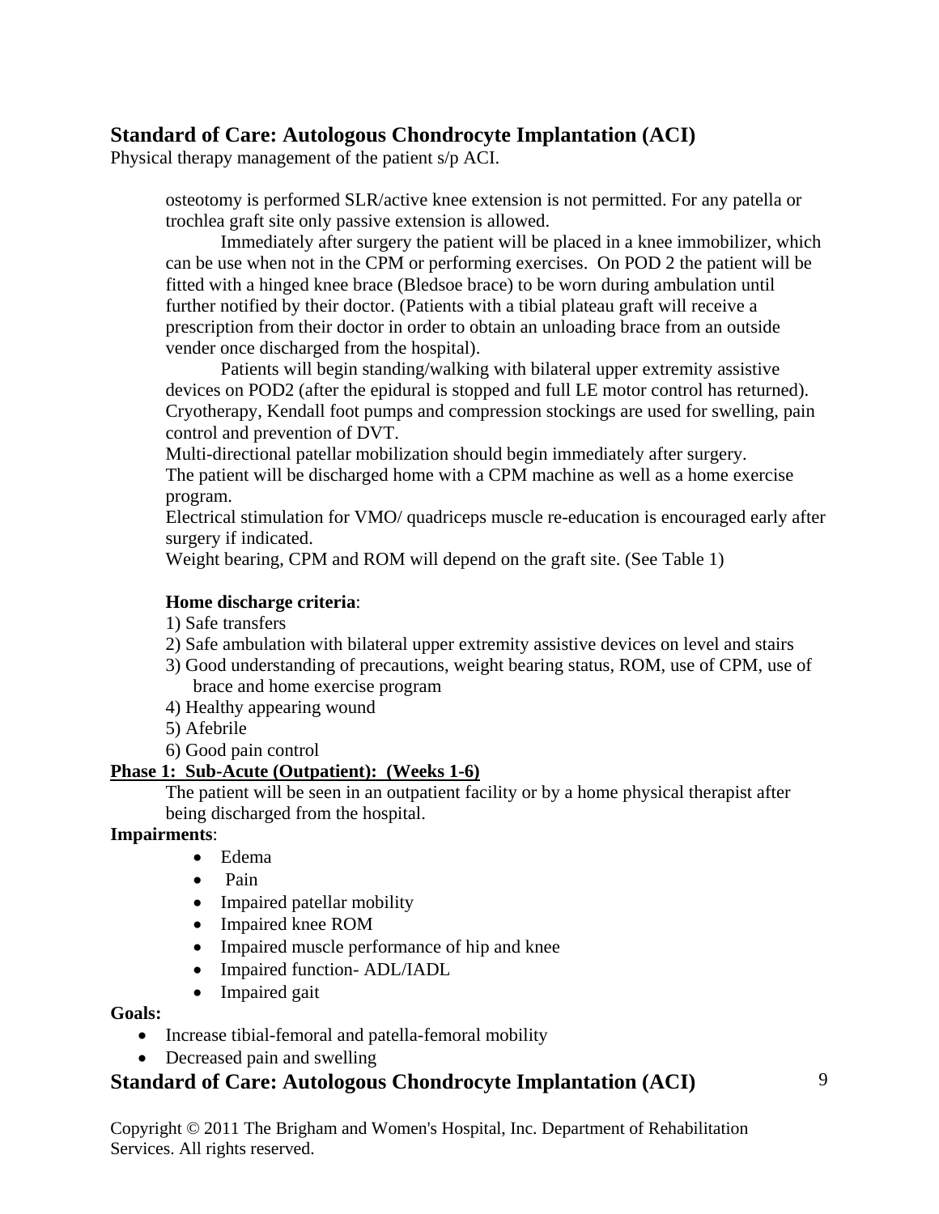osteotomy is performed SLR/active knee extension is not permitted. For any patella or trochlea graft site only passive extension is allowed.

Immediately after surgery the patient will be placed in a knee immobilizer, which can be use when not in the CPM or performing exercises. On POD 2 the patient will be fitted with a hinged knee brace (Bledsoe brace) to be worn during ambulation until further notified by their doctor. (Patients with a tibial plateau graft will receive a prescription from their doctor in order to obtain an unloading brace from an outside vender once discharged from the hospital).

Patients will begin standing/walking with bilateral upper extremity assistive devices on POD2 (after the epidural is stopped and full LE motor control has returned). Cryotherapy, Kendall foot pumps and compression stockings are used for swelling, pain control and prevention of DVT.

Multi-directional patellar mobilization should begin immediately after surgery.

The patient will be discharged home with a CPM machine as well as a home exercise program.

Electrical stimulation for VMO/ quadriceps muscle re-education is encouraged early after surgery if indicated.

Weight bearing, CPM and ROM will depend on the graft site. (See Table 1)

**Home discharge criteria**:

1) Safe transfers
2) Safe ambulation with bilateral upper extremity assistive devices on level and stairs
3) Good understanding of precautions, weight bearing status, ROM, use of CPM, use of brace and home exercise program
4) Healthy appearing wound
5) Afebrile
6) Good pain control

## Phase 1: Sub-Acute (Outpatient): (Weeks 1-6)

The patient will be seen in an outpatient facility or by a home physical therapist after being discharged from the hospital.

**Impairments**:

- Edema
- Pain
- Impaired patellar mobility
- Impaired knee ROM
- Impaired muscle performance of hip and knee
- Impaired function- ADL/IADL
- Impaired gait

**Goals:**

- Increase tibial-femoral and patella-femoral mobility
- Decreased pain and swelling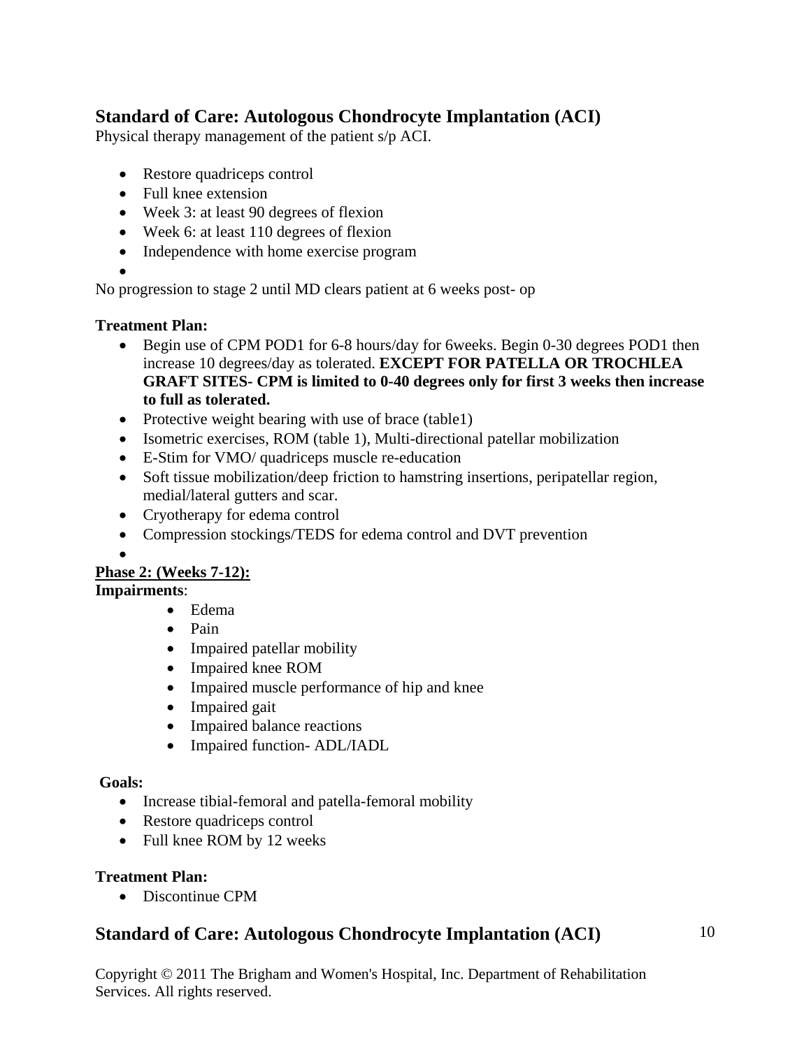## Standard of Care: Autologous Chondrocyte Implantation (ACI)

Physical therapy management of the patient s/p ACI.

- Restore quadriceps control
- Full knee extension
- Week 3: at least 90 degrees of flexion
- Week 6: at least 110 degrees of flexion
- Independence with home exercise program
- 

No progression to stage 2 until MD clears patient at 6 weeks post- op

**Treatment Plan:**

- Begin use of CPM POD1 for 6-8 hours/day for 6weeks. Begin 0-30 degrees POD1 then increase 10 degrees/day as tolerated. **EXCEPT FOR PATELLA OR TROCHLEA GRAFT SITES- CPM is limited to 0-40 degrees only for first 3 weeks then increase to full as tolerated.**
- Protective weight bearing with use of brace (table1)
- Isometric exercises, ROM (table 1), Multi-directional patellar mobilization
- E-Stim for VMO/ quadriceps muscle re-education
- Soft tissue mobilization/deep friction to hamstring insertions, peripatellar region, medial/lateral gutters and scar.
- Cryotherapy for edema control
- Compression stockings/TEDS for edema control and DVT prevention
- 

**Phase 2: (Weeks 7-12):**

**Impairments**:

- Edema
- Pain
- Impaired patellar mobility
- Impaired knee ROM
- Impaired muscle performance of hip and knee
- Impaired gait
- Impaired balance reactions
- Impaired function- ADL/IADL

**Goals:**

- Increase tibial-femoral and patella-femoral mobility
- Restore quadriceps control
- Full knee ROM by 12 weeks

**Treatment Plan:**

- Discontinue CPM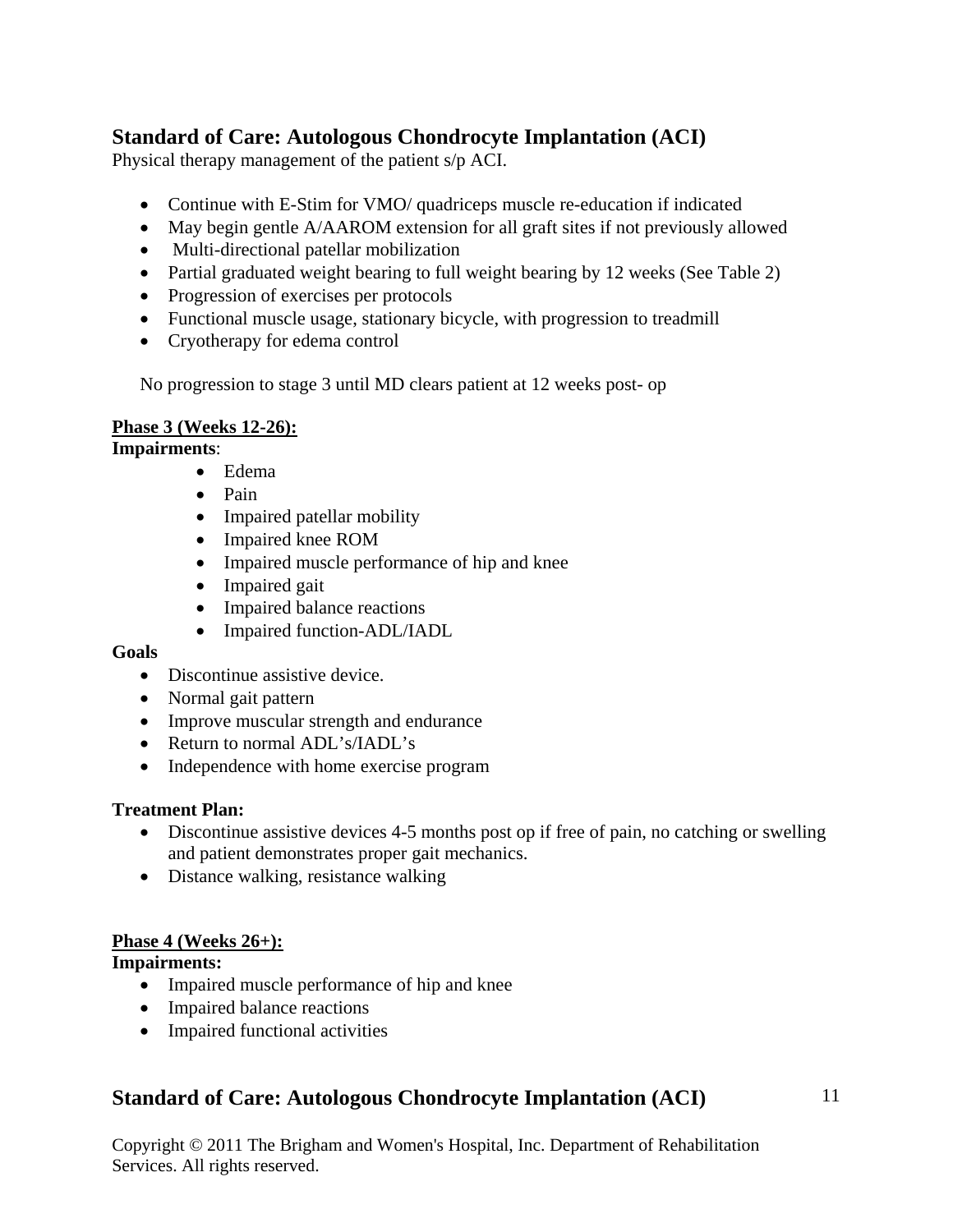- Continue with E-Stim for VMO/ quadriceps muscle re-education if indicated
- May begin gentle A/AAROM extension for all graft sites if not previously allowed
- Multi-directional patellar mobilization
- Partial graduated weight bearing to full weight bearing by 12 weeks (See Table 2)
- Progression of exercises per protocols
- Functional muscle usage, stationary bicycle, with progression to treadmill
- Cryotherapy for edema control

No progression to stage 3 until MD clears patient at 12 weeks post- op

**Phase 3 (Weeks 12-26):**

**Impairments**:

- Edema
- Pain
- Impaired patellar mobility
- Impaired knee ROM
- Impaired muscle performance of hip and knee
- Impaired gait
- Impaired balance reactions
- Impaired function-ADL/IADL

**Goals**

- Discontinue assistive device.
- Normal gait pattern
- Improve muscular strength and endurance
- Return to normal ADL's/IADL's
- Independence with home exercise program

**Treatment Plan:**

- Discontinue assistive devices 4-5 months post op if free of pain, no catching or swelling and patient demonstrates proper gait mechanics.
- Distance walking, resistance walking

**Phase 4 (Weeks 26+):**

**Impairments:**

- Impaired muscle performance of hip and knee
- Impaired balance reactions
- Impaired functional activities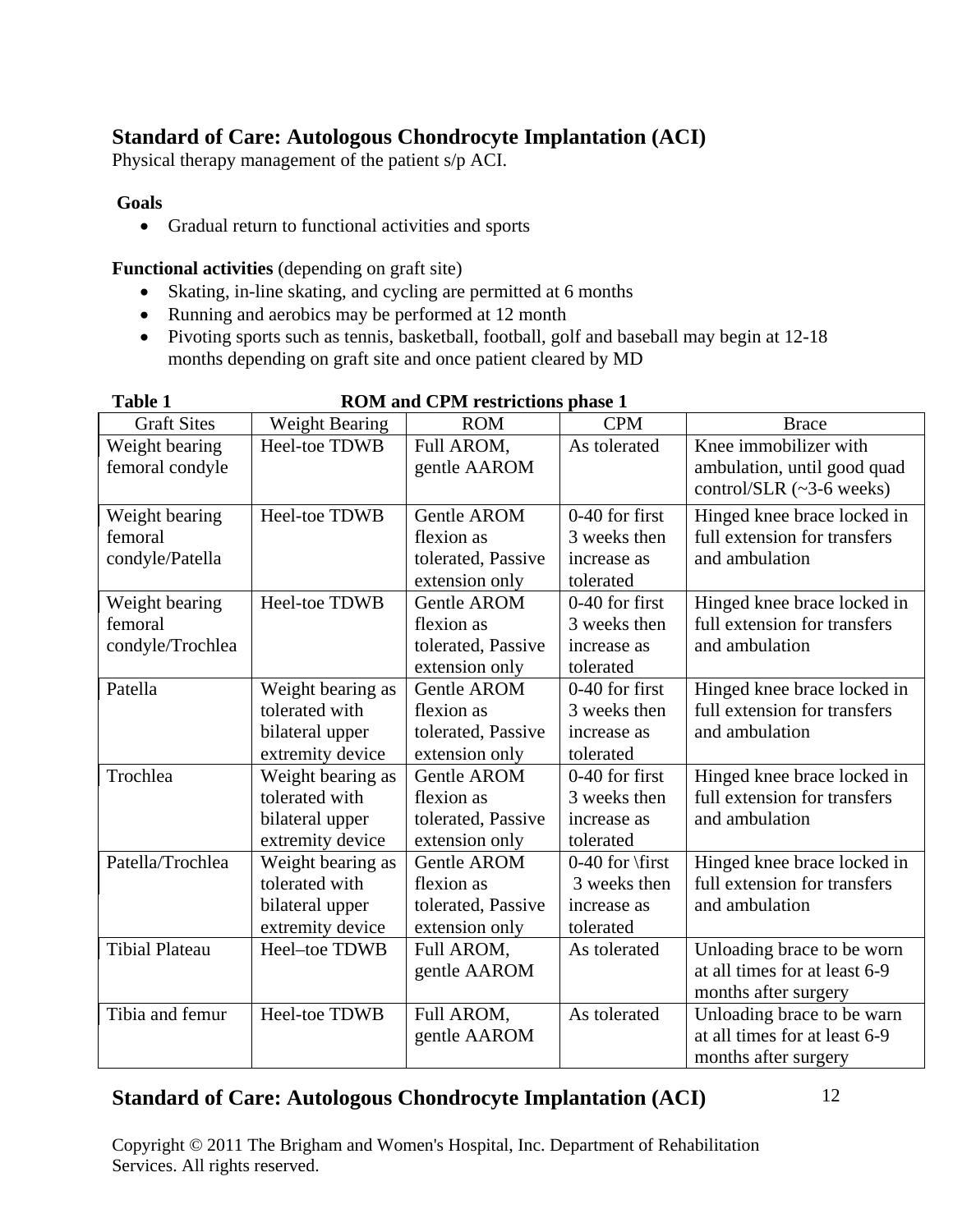## Standard of Care: Autologous Chondrocyte Implantation (ACI)

Physical therapy management of the patient s/p ACI.

**Goals**

- Gradual return to functional activities and sports

**Functional activities** (depending on graft site)

- Skating, in-line skating, and cycling are permitted at 6 months
- Running and aerobics may be performed at 12 month
- Pivoting sports such as tennis, basketball, football, golf and baseball may begin at 12-18 months depending on graft site and once patient cleared by MD

**Table 1 ROM and CPM restrictions phase 1**

| Graft Sites | Weight Bearing | ROM | CPM | Brace |
|---|---|---|---|---|
| Weight bearing femoral condyle | Heel-toe TDWB | Full AROM, gentle AAROM | As tolerated | Knee immobilizer with ambulation, until good quad control/SLR (~3-6 weeks) |
| Weight bearing femoral condyle/Patella | Heel-toe TDWB | Gentle AROM flexion as tolerated, Passive extension only | 0-40 for first 3 weeks then increase as tolerated | Hinged knee brace locked in full extension for transfers and ambulation |
| Weight bearing femoral condyle/Trochlea | Heel-toe TDWB | Gentle AROM flexion as tolerated, Passive extension only | 0-40 for first 3 weeks then increase as tolerated | Hinged knee brace locked in full extension for transfers and ambulation |
| Patella | Weight bearing as tolerated with bilateral upper extremity device | Gentle AROM flexion as tolerated, Passive extension only | 0-40 for first 3 weeks then increase as tolerated | Hinged knee brace locked in full extension for transfers and ambulation |
| Trochlea | Weight bearing as tolerated with bilateral upper extremity device | Gentle AROM flexion as tolerated, Passive extension only | 0-40 for first 3 weeks then increase as tolerated | Hinged knee brace locked in full extension for transfers and ambulation |
| Patella/Trochlea | Weight bearing as tolerated with bilateral upper extremity device | Gentle AROM flexion as tolerated, Passive extension only | 0-40 for \first 3 weeks then increase as tolerated | Hinged knee brace locked in full extension for transfers and ambulation |
| Tibial Plateau | Heel–toe TDWB | Full AROM, gentle AAROM | As tolerated | Unloading brace to be worn at all times for at least 6-9 months after surgery |
| Tibia and femur | Heel-toe TDWB | Full AROM, gentle AAROM | As tolerated | Unloading brace to be warn at all times for at least 6-9 months after surgery |

Copyright © 2011 The Brigham and Women's Hospital, Inc. Department of Rehabilitation Services. All rights reserved.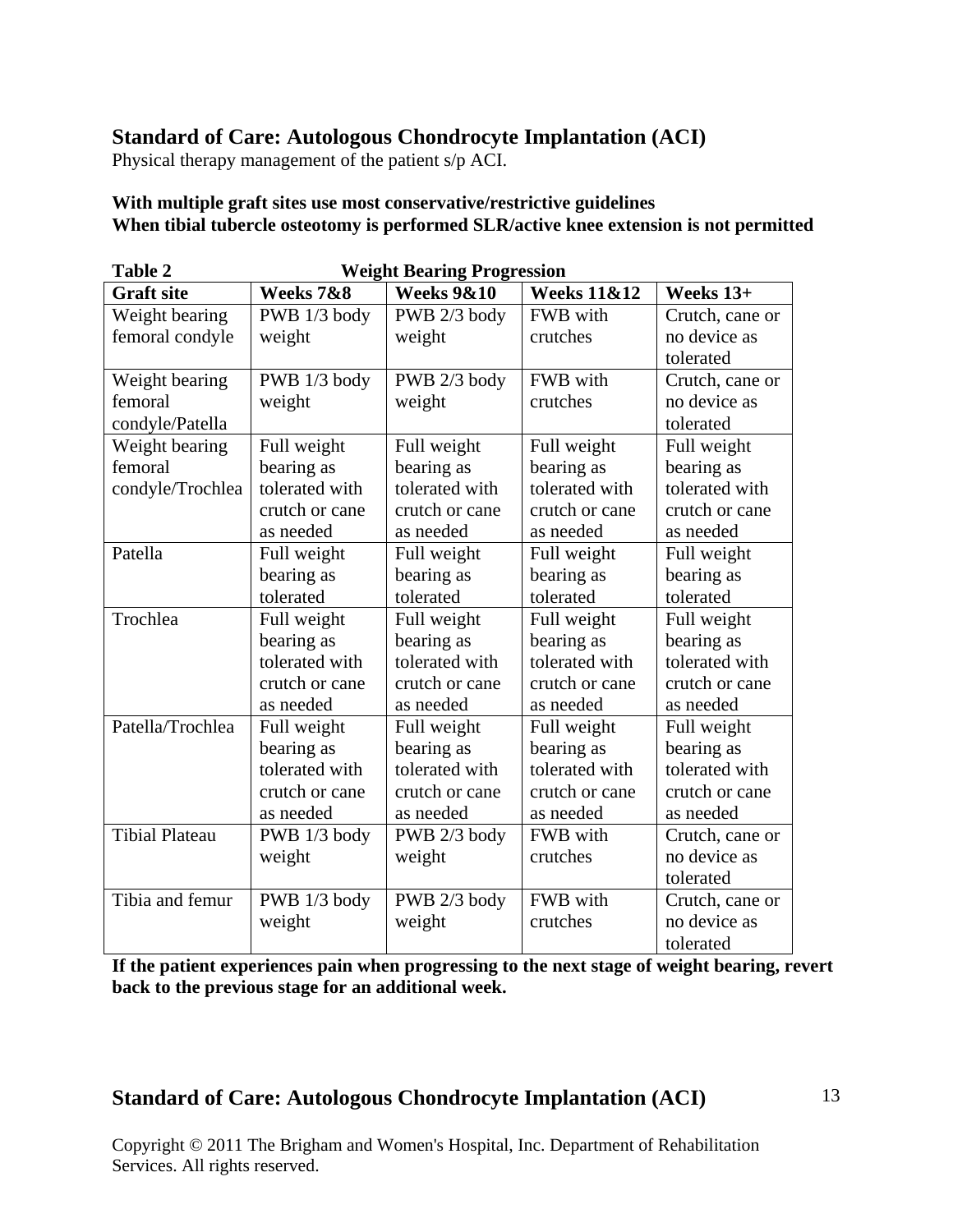## Standard of Care: Autologous Chondrocyte Implantation (ACI)

Physical therapy management of the patient s/p ACI.

**With multiple graft sites use most conservative/restrictive guidelines**
**When tibial tubercle osteotomy is performed SLR/active knee extension is not permitted**

**Table 2 Weight Bearing Progression**

| Graft site | Weeks 7&8 | Weeks 9&10 | Weeks 11&12 | Weeks 13+ |
|---|---|---|---|---|
| Weight bearing femoral condyle | PWB 1/3 body weight | PWB 2/3 body weight | FWB with crutches | Crutch, cane or no device as tolerated |
| Weight bearing femoral condyle/Patella | PWB 1/3 body weight | PWB 2/3 body weight | FWB with crutches | Crutch, cane or no device as tolerated |
| Weight bearing femoral condyle/Trochlea | Full weight bearing as tolerated with crutch or cane as needed | Full weight bearing as tolerated with crutch or cane as needed | Full weight bearing as tolerated with crutch or cane as needed | Full weight bearing as tolerated with crutch or cane as needed |
| Patella | Full weight bearing as tolerated | Full weight bearing as tolerated | Full weight bearing as tolerated | Full weight bearing as tolerated |
| Trochlea | Full weight bearing as tolerated with crutch or cane as needed | Full weight bearing as tolerated with crutch or cane as needed | Full weight bearing as tolerated with crutch or cane as needed | Full weight bearing as tolerated with crutch or cane as needed |
| Patella/Trochlea | Full weight bearing as tolerated with crutch or cane as needed | Full weight bearing as tolerated with crutch or cane as needed | Full weight bearing as tolerated with crutch or cane as needed | Full weight bearing as tolerated with crutch or cane as needed |
| Tibial Plateau | PWB 1/3 body weight | PWB 2/3 body weight | FWB with crutches | Crutch, cane or no device as tolerated |
| Tibia and femur | PWB 1/3 body weight | PWB 2/3 body weight | FWB with crutches | Crutch, cane or no device as tolerated |

**If the patient experiences pain when progressing to the next stage of weight bearing, revert back to the previous stage for an additional week.**

Copyright © 2011 The Brigham and Women's Hospital, Inc. Department of Rehabilitation Services. All rights reserved.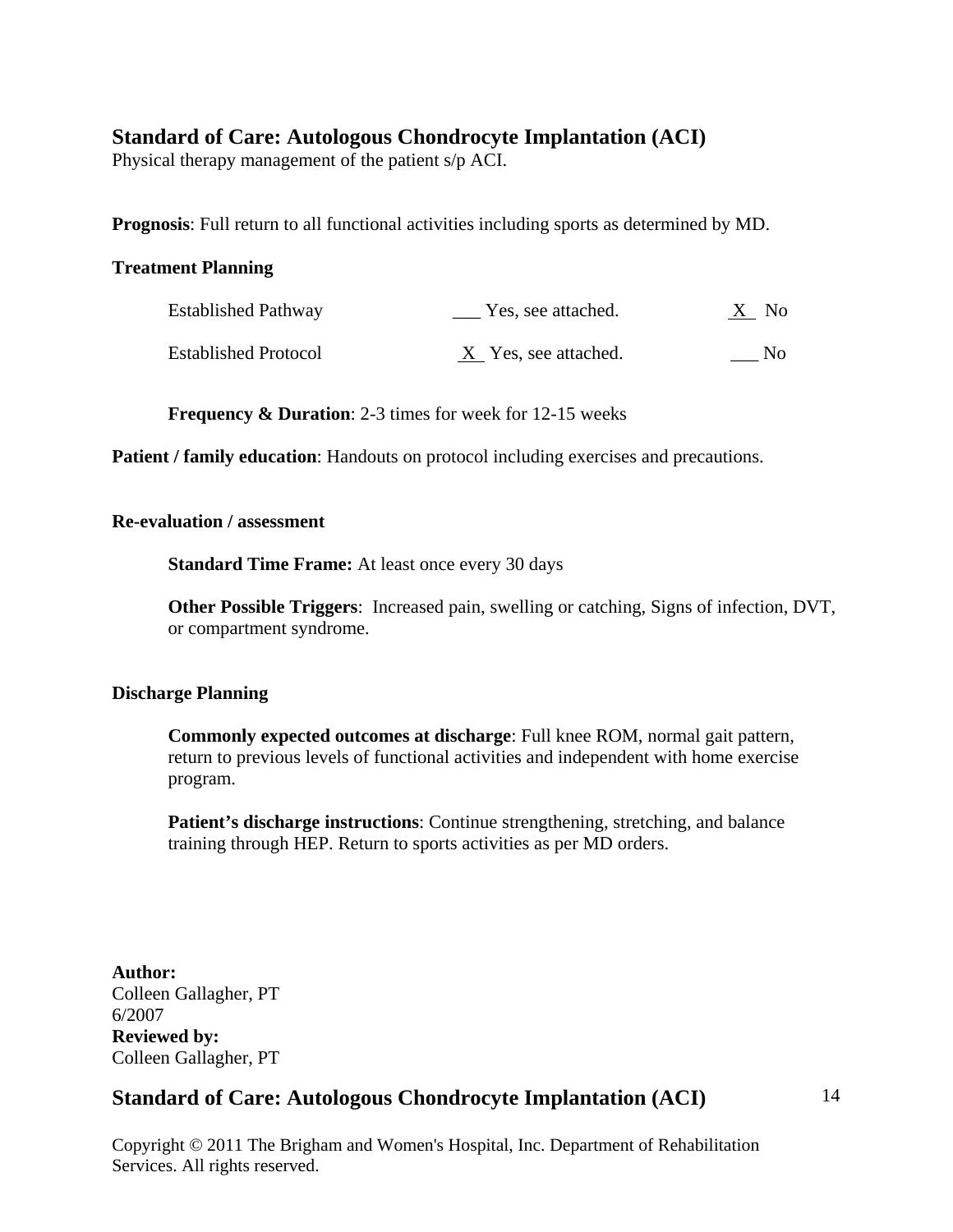## Standard of Care: Autologous Chondrocyte Implantation (ACI)

Physical therapy management of the patient s/p ACI.

**Prognosis**: Full return to all functional activities including sports as determined by MD.

**Treatment Planning**

| | | |
|---|---|---|
| Established Pathway | ___ Yes, see attached. | X No |
| Established Protocol | X Yes, see attached. | ___ No |

**Frequency & Duration**: 2-3 times for week for 12-15 weeks

**Patient / family education**: Handouts on protocol including exercises and precautions.

**Re-evaluation / assessment**

**Standard Time Frame:** At least once every 30 days

**Other Possible Triggers**: Increased pain, swelling or catching, Signs of infection, DVT, or compartment syndrome.

**Discharge Planning**

**Commonly expected outcomes at discharge**: Full knee ROM, normal gait pattern, return to previous levels of functional activities and independent with home exercise program.

**Patient's discharge instructions**: Continue strengthening, stretching, and balance training through HEP. Return to sports activities as per MD orders.

**Author:**
Colleen Gallagher, PT
6/2007
**Reviewed by:**
Colleen Gallagher, PT

Copyright © 2011 The Brigham and Women's Hospital, Inc. Department of Rehabilitation Services. All rights reserved.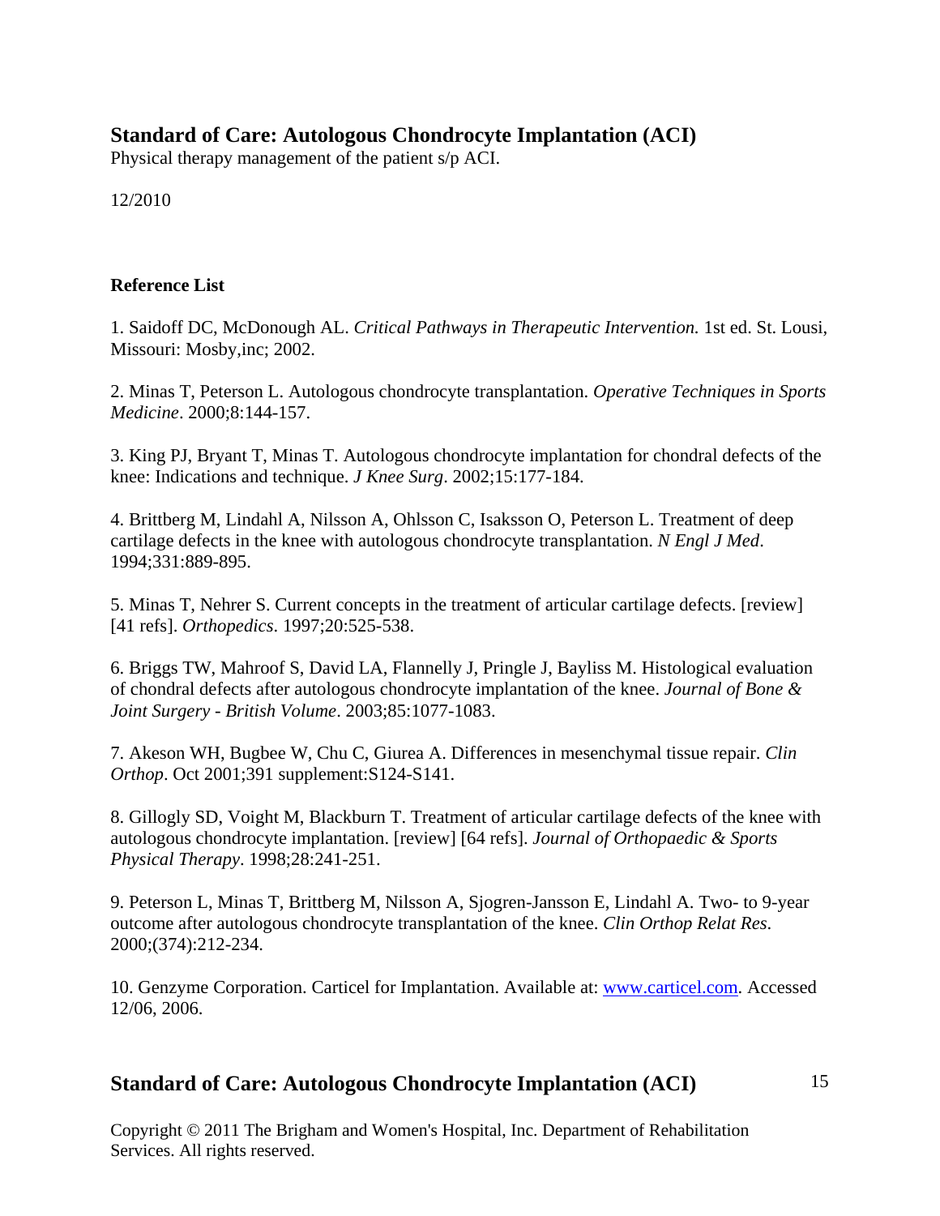## Standard of Care: Autologous Chondrocyte Implantation (ACI)

Physical therapy management of the patient s/p ACI.

12/2010

### Reference List

1. Saidoff DC, McDonough AL. *Critical Pathways in Therapeutic Intervention.* 1st ed. St. Lousi, Missouri: Mosby,inc; 2002.

2. Minas T, Peterson L. Autologous chondrocyte transplantation. *Operative Techniques in Sports Medicine*. 2000;8:144-157.

3. King PJ, Bryant T, Minas T. Autologous chondrocyte implantation for chondral defects of the knee: Indications and technique. *J Knee Surg*. 2002;15:177-184.

4. Brittberg M, Lindahl A, Nilsson A, Ohlsson C, Isaksson O, Peterson L. Treatment of deep cartilage defects in the knee with autologous chondrocyte transplantation. *N Engl J Med*. 1994;331:889-895.

5. Minas T, Nehrer S. Current concepts in the treatment of articular cartilage defects. [review] [41 refs]. *Orthopedics*. 1997;20:525-538.

6. Briggs TW, Mahroof S, David LA, Flannelly J, Pringle J, Bayliss M. Histological evaluation of chondral defects after autologous chondrocyte implantation of the knee. *Journal of Bone & Joint Surgery - British Volume*. 2003;85:1077-1083.

7. Akeson WH, Bugbee W, Chu C, Giurea A. Differences in mesenchymal tissue repair. *Clin Orthop*. Oct 2001;391 supplement:S124-S141.

8. Gillogly SD, Voight M, Blackburn T. Treatment of articular cartilage defects of the knee with autologous chondrocyte implantation. [review] [64 refs]. *Journal of Orthopaedic & Sports Physical Therapy*. 1998;28:241-251.

9. Peterson L, Minas T, Brittberg M, Nilsson A, Sjogren-Jansson E, Lindahl A. Two- to 9-year outcome after autologous chondrocyte transplantation of the knee. *Clin Orthop Relat Res*. 2000;(374):212-234.

10. Genzyme Corporation. Carticel for Implantation. Available at: www.carticel.com. Accessed 12/06, 2006.

Copyright © 2011 The Brigham and Women's Hospital, Inc. Department of Rehabilitation Services. All rights reserved.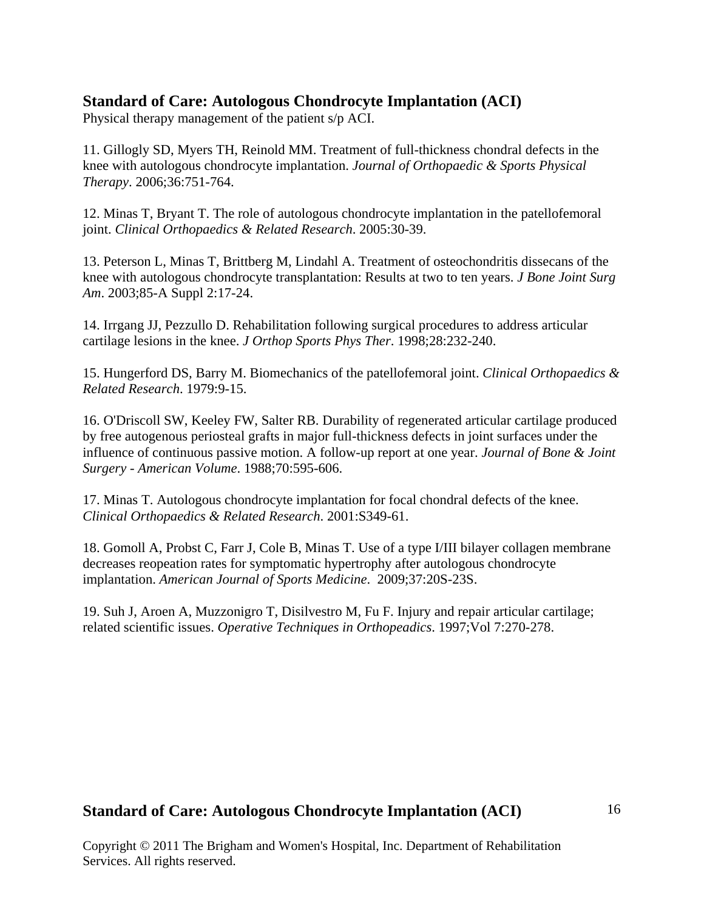**Standard of Care: Autologous Chondrocyte Implantation (ACI)**
Physical therapy management of the patient s/p ACI.

11. Gillogly SD, Myers TH, Reinold MM. Treatment of full-thickness chondral defects in the knee with autologous chondrocyte implantation. *Journal of Orthopaedic & Sports Physical Therapy*. 2006;36:751-764.

12. Minas T, Bryant T. The role of autologous chondrocyte implantation in the patellofemoral joint. *Clinical Orthopaedics & Related Research*. 2005:30-39.

13. Peterson L, Minas T, Brittberg M, Lindahl A. Treatment of osteochondritis dissecans of the knee with autologous chondrocyte transplantation: Results at two to ten years. *J Bone Joint Surg Am*. 2003;85-A Suppl 2:17-24.

14. Irrgang JJ, Pezzullo D. Rehabilitation following surgical procedures to address articular cartilage lesions in the knee. *J Orthop Sports Phys Ther*. 1998;28:232-240.

15. Hungerford DS, Barry M. Biomechanics of the patellofemoral joint. *Clinical Orthopaedics & Related Research*. 1979:9-15.

16. O'Driscoll SW, Keeley FW, Salter RB. Durability of regenerated articular cartilage produced by free autogenous periosteal grafts in major full-thickness defects in joint surfaces under the influence of continuous passive motion. A follow-up report at one year. *Journal of Bone & Joint Surgery - American Volume*. 1988;70:595-606.

17. Minas T. Autologous chondrocyte implantation for focal chondral defects of the knee. *Clinical Orthopaedics & Related Research*. 2001:S349-61.

18. Gomoll A, Probst C, Farr J, Cole B, Minas T. Use of a type I/III bilayer collagen membrane decreases reopeation rates for symptomatic hypertrophy after autologous chondrocyte implantation. *American Journal of Sports Medicine*. 2009;37:20S-23S.

19. Suh J, Aroen A, Muzzonigro T, Disilvestro M, Fu F. Injury and repair articular cartilage; related scientific issues. *Operative Techniques in Orthopeadics*. 1997;Vol 7:270-278.

Copyright © 2011 The Brigham and Women's Hospital, Inc. Department of Rehabilitation Services. All rights reserved.